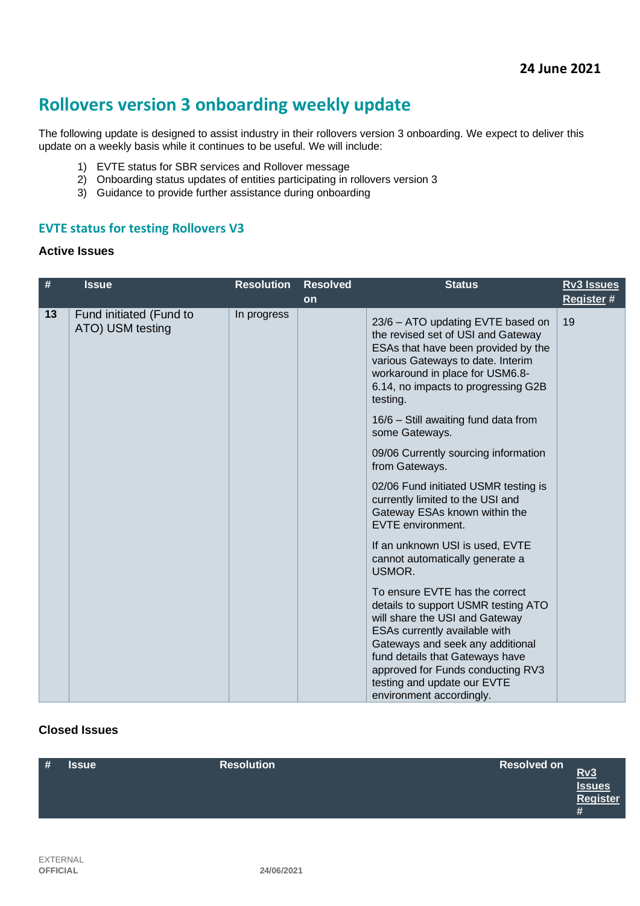24 June 2021

# Rollovers version 3 onboarding weekly update

The following update is designed to assist industry in their rollovers version 3 onboarding. We expect to deliver this update on a weekly basis while it continues to be useful. We will include:

1) EVTE status for SBR services and Rollover message
2) Onboarding status updates of entities participating in rollovers version 3
3) Guidance to provide further assistance during onboarding

## EVTE status for testing Rollovers V3

### Active Issues

| # | Issue | Resolution | Resolved on | Status | Rv3 Issues Register # |
|---|---|---|---|---|---|
| 13 | Fund initiated (Fund to ATO) USM testing | In progress | | 23/6 – ATO updating EVTE based on the revised set of USI and Gateway ESAs that have been provided by the various Gateways to date. Interim workaround in place for USM6.8-6.14, no impacts to progressing G2B testing.<br><br>16/6 – Still awaiting fund data from some Gateways.<br><br>09/06 Currently sourcing information from Gateways.<br><br>02/06 Fund initiated USMR testing is currently limited to the USI and Gateway ESAs known within the EVTE environment.<br><br>If an unknown USI is used, EVTE cannot automatically generate a USMOR.<br><br>To ensure EVTE has the correct details to support USMR testing ATO will share the USI and Gateway ESAs currently available with Gateways and seek any additional fund details that Gateways have approved for Funds conducting RV3 testing and update our EVTE environment accordingly. | 19 |

### Closed Issues

| # | Issue | Resolution | Resolved on | Rv3 Issues Register # |
|---|---|---|---|---|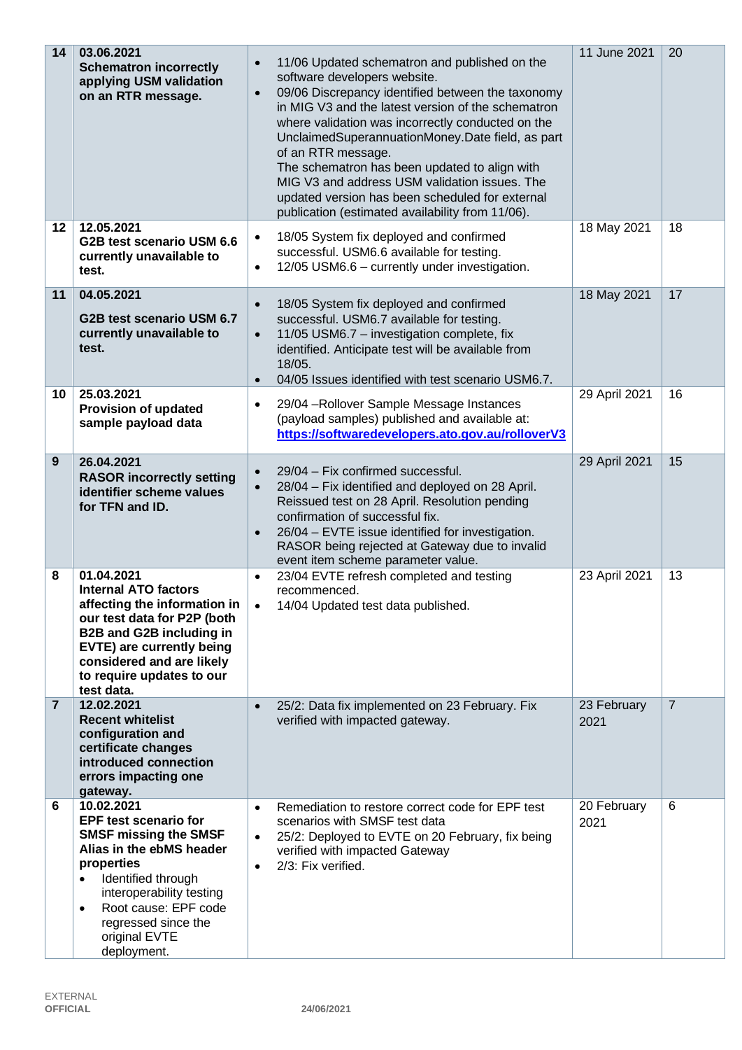| | | | | |
|---|---|---|---|---|
| 14 | 03.06.2021<br>**Schematron incorrectly applying USM validation on an RTR message.** | • 11/06 Updated schematron and published on the software developers website.<br>• 09/06 Discrepancy identified between the taxonomy in MIG V3 and the latest version of the schematron where validation was incorrectly conducted on the UnclaimedSuperannuationMoney.Date field, as part of an RTR message.<br>The schematron has been updated to align with MIG V3 and address USM validation issues. The updated version has been scheduled for external publication (estimated availability from 11/06). | 11 June 2021 | 20 |
| 12 | 12.05.2021<br>**G2B test scenario USM 6.6 currently unavailable to test.** | • 18/05 System fix deployed and confirmed successful. USM6.6 available for testing.<br>• 12/05 USM6.6 – currently under investigation. | 18 May 2021 | 18 |
| 11 | 04.05.2021<br>**G2B test scenario USM 6.7 currently unavailable to test.** | • 18/05 System fix deployed and confirmed successful. USM6.7 available for testing.<br>• 11/05 USM6.7 – investigation complete, fix identified. Anticipate test will be available from 18/05.<br>• 04/05 Issues identified with test scenario USM6.7. | 18 May 2021 | 17 |
| 10 | 25.03.2021<br>**Provision of updated sample payload data** | • 29/04 –Rollover Sample Message Instances (payload samples) published and available at: **https://softwaredevelopers.ato.gov.au/rolloverV3** | 29 April 2021 | 16 |
| 9 | 26.04.2021<br>**RASOR incorrectly setting identifier scheme values for TFN and ID.** | • 29/04 – Fix confirmed successful.<br>• 28/04 – Fix identified and deployed on 28 April. Reissued test on 28 April. Resolution pending confirmation of successful fix.<br>• 26/04 – EVTE issue identified for investigation. RASOR being rejected at Gateway due to invalid event item scheme parameter value. | 29 April 2021 | 15 |
| 8 | 01.04.2021<br>**Internal ATO factors affecting the information in our test data for P2P (both B2B and G2B including in EVTE) are currently being considered and are likely to require updates to our test data.** | • 23/04 EVTE refresh completed and testing recommenced.<br>• 14/04 Updated test data published. | 23 April 2021 | 13 |
| 7 | 12.02.2021<br>**Recent whitelist configuration and certificate changes introduced connection errors impacting one gateway.** | • 25/2: Data fix implemented on 23 February. Fix verified with impacted gateway. | 23 February 2021 | 7 |
| 6 | 10.02.2021<br>**EPF test scenario for SMSF missing the SMSF Alias in the ebMS header properties**<br>• Identified through interoperability testing<br>• Root cause: EPF code regressed since the original EVTE deployment. | • Remediation to restore correct code for EPF test scenarios with SMSF test data<br>• 25/2: Deployed to EVTE on 20 February, fix being verified with impacted Gateway<br>• 2/3: Fix verified. | 20 February 2021 | 6 |

EXTERNAL
**OFFICIAL**

**24/06/2021**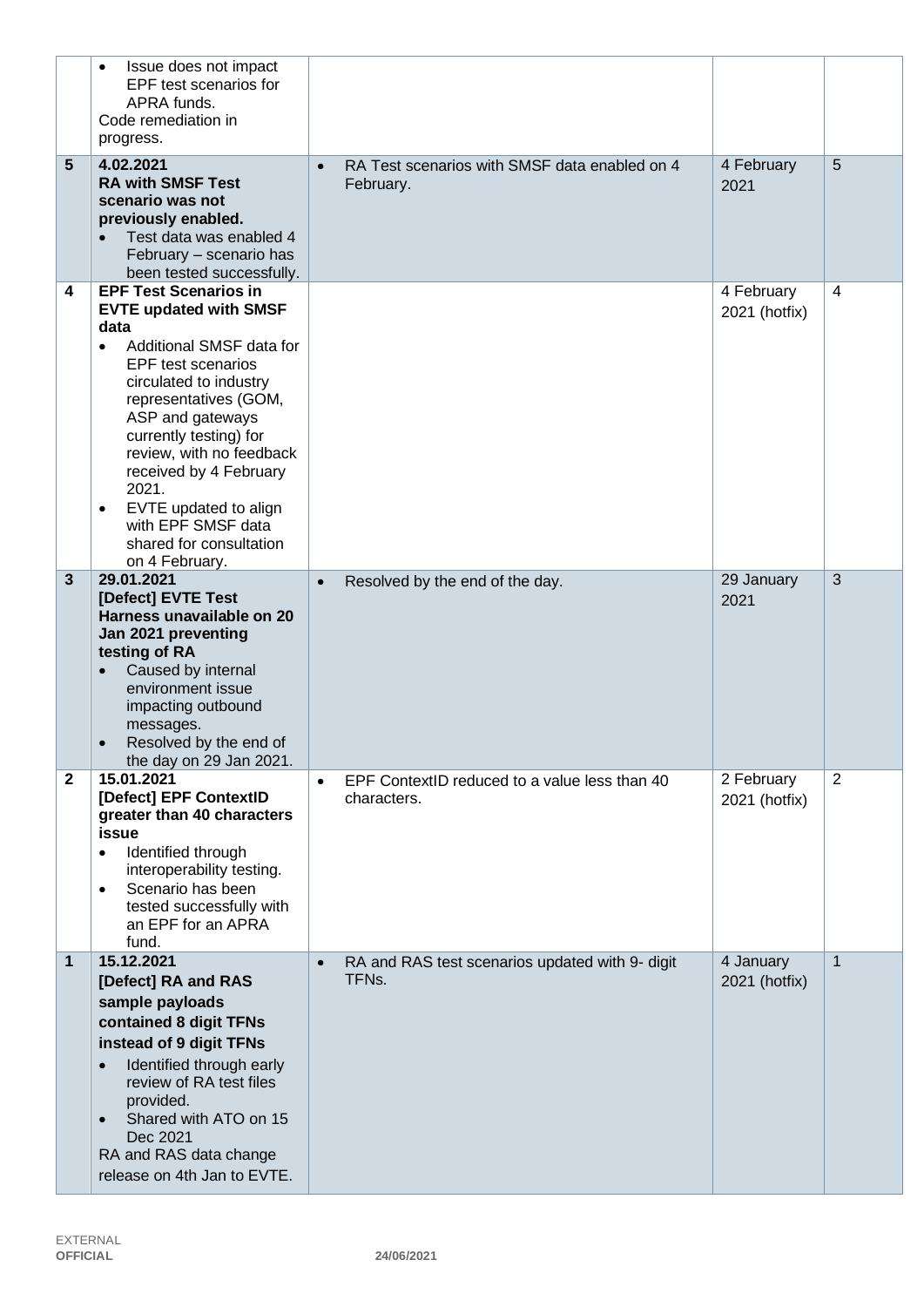| | | | | |
|---|---|---|---|---|
| | • Issue does not impact EPF test scenarios for APRA funds.<br>Code remediation in progress. | | | |
| **5** | **4.02.2021**<br>**RA with SMSF Test scenario was not previously enabled.**<br>• Test data was enabled 4 February – scenario has been tested successfully. | • RA Test scenarios with SMSF data enabled on 4 February. | 4 February 2021 | 5 |
| **4** | **EPF Test Scenarios in EVTE updated with SMSF data**<br>• Additional SMSF data for EPF test scenarios circulated to industry representatives (GOM, ASP and gateways currently testing) for review, with no feedback received by 4 February 2021.<br>• EVTE updated to align with EPF SMSF data shared for consultation on 4 February. | | 4 February 2021 (hotfix) | 4 |
| **3** | **29.01.2021**<br>**[Defect] EVTE Test Harness unavailable on 20 Jan 2021 preventing testing of RA**<br>• Caused by internal environment issue impacting outbound messages.<br>• Resolved by the end of the day on 29 Jan 2021. | • Resolved by the end of the day. | 29 January 2021 | 3 |
| **2** | **15.01.2021**<br>**[Defect] EPF ContextID greater than 40 characters issue**<br>• Identified through interoperability testing.<br>• Scenario has been tested successfully with an EPF for an APRA fund. | • EPF ContextID reduced to a value less than 40 characters. | 2 February 2021 (hotfix) | 2 |
| **1** | **15.12.2021**<br>**[Defect] RA and RAS sample payloads contained 8 digit TFNs instead of 9 digit TFNs**<br>• Identified through early review of RA test files provided.<br>• Shared with ATO on 15 Dec 2021<br>RA and RAS data change release on 4th Jan to EVTE. | • RA and RAS test scenarios updated with 9- digit TFNs. | 4 January 2021 (hotfix) | 1 |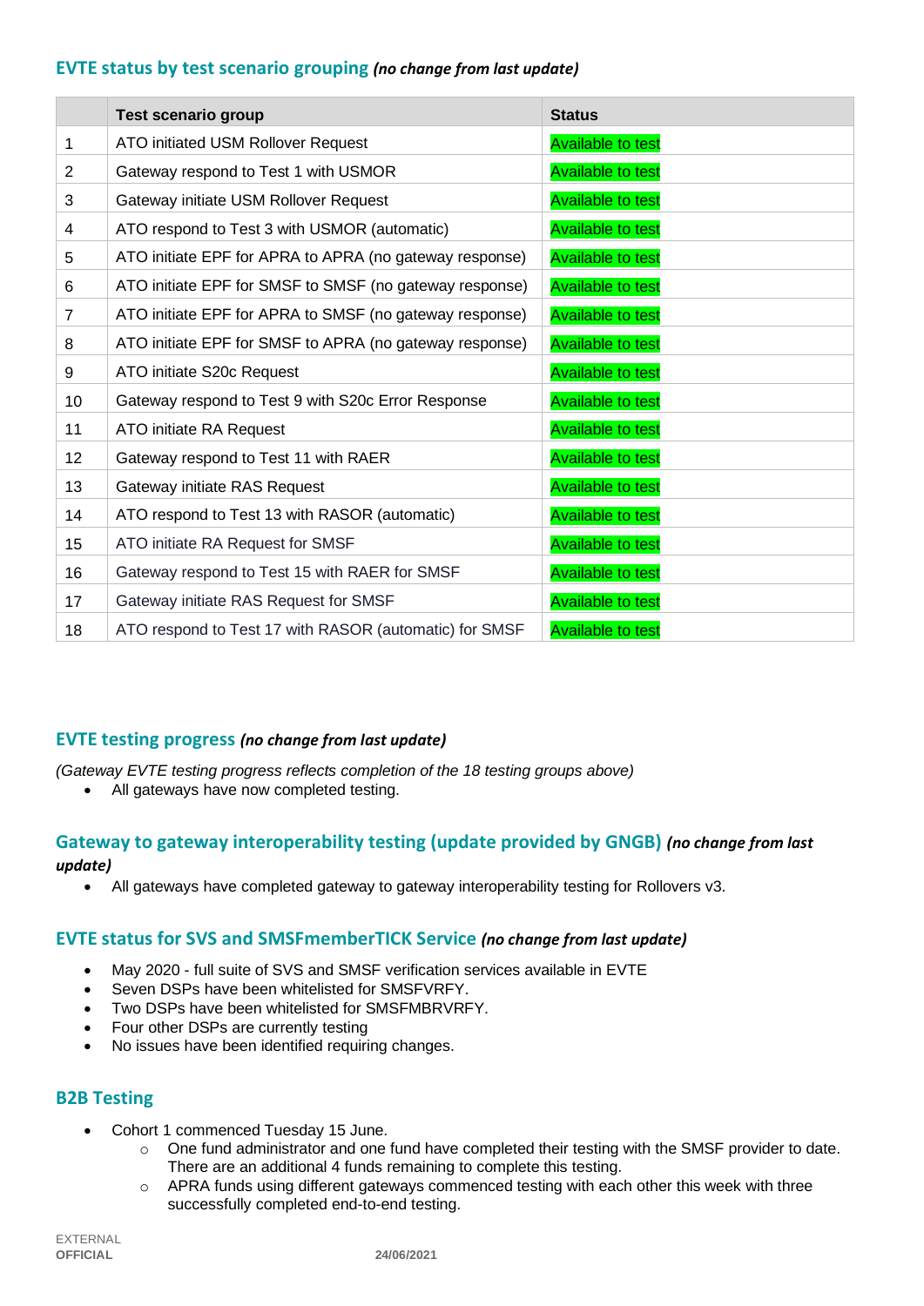## EVTE status by test scenario grouping *(no change from last update)*

| | Test scenario group | Status |
|---|---|---|
| 1 | ATO initiated USM Rollover Request | Available to test |
| 2 | Gateway respond to Test 1 with USMOR | Available to test |
| 3 | Gateway initiate USM Rollover Request | Available to test |
| 4 | ATO respond to Test 3 with USMOR (automatic) | Available to test |
| 5 | ATO initiate EPF for APRA to APRA (no gateway response) | Available to test |
| 6 | ATO initiate EPF for SMSF to SMSF (no gateway response) | Available to test |
| 7 | ATO initiate EPF for APRA to SMSF (no gateway response) | Available to test |
| 8 | ATO initiate EPF for SMSF to APRA (no gateway response) | Available to test |
| 9 | ATO initiate S20c Request | Available to test |
| 10 | Gateway respond to Test 9 with S20c Error Response | Available to test |
| 11 | ATO initiate RA Request | Available to test |
| 12 | Gateway respond to Test 11 with RAER | Available to test |
| 13 | Gateway initiate RAS Request | Available to test |
| 14 | ATO respond to Test 13 with RASOR (automatic) | Available to test |
| 15 | ATO initiate RA Request for SMSF | Available to test |
| 16 | Gateway respond to Test 15 with RAER for SMSF | Available to test |
| 17 | Gateway initiate RAS Request for SMSF | Available to test |
| 18 | ATO respond to Test 17 with RASOR (automatic) for SMSF | Available to test |

## EVTE testing progress *(no change from last update)*

*(Gateway EVTE testing progress reflects completion of the 18 testing groups above)*

- All gateways have now completed testing.

## Gateway to gateway interoperability testing (update provided by GNGB) *(no change from last update)*

- All gateways have completed gateway to gateway interoperability testing for Rollovers v3.

## EVTE status for SVS and SMSFmemberTICK Service *(no change from last update)*

- May 2020 - full suite of SVS and SMSF verification services available in EVTE
- Seven DSPs have been whitelisted for SMSFVRFY.
- Two DSPs have been whitelisted for SMSFMBRVRFY.
- Four other DSPs are currently testing
- No issues have been identified requiring changes.

## B2B Testing

- Cohort 1 commenced Tuesday 15 June.
  - One fund administrator and one fund have completed their testing with the SMSF provider to date. There are an additional 4 funds remaining to complete this testing.
  - APRA funds using different gateways commenced testing with each other this week with three successfully completed end-to-end testing.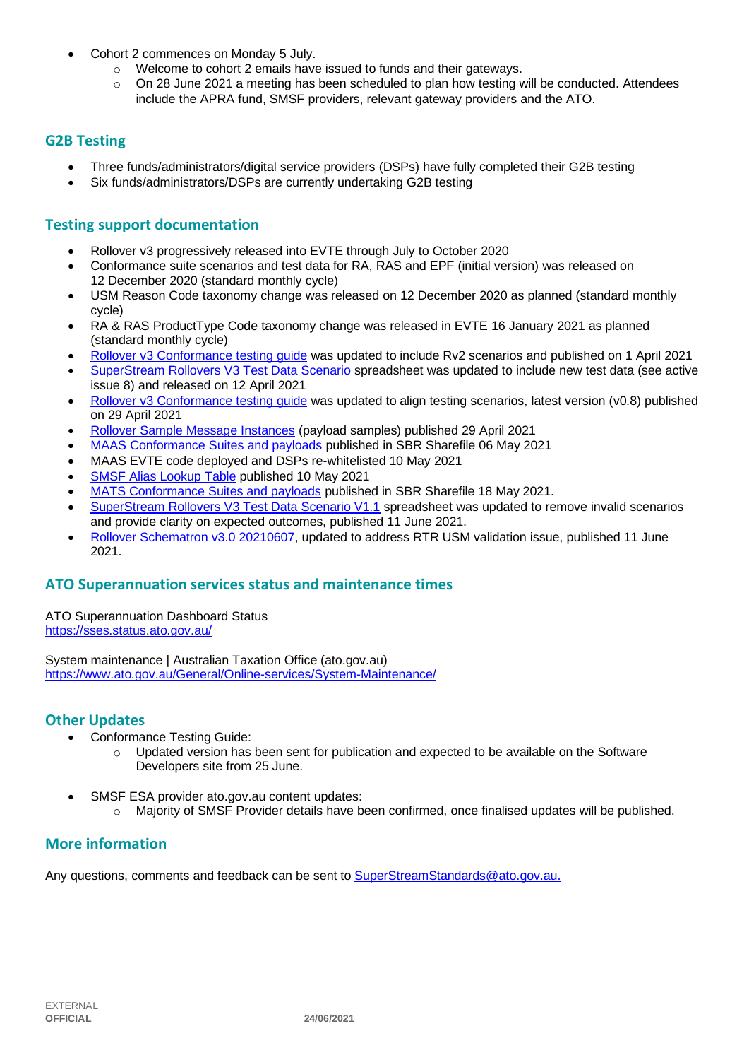- Cohort 2 commences on Monday 5 July.
    - Welcome to cohort 2 emails have issued to funds and their gateways.
    - On 28 June 2021 a meeting has been scheduled to plan how testing will be conducted. Attendees include the APRA fund, SMSF providers, relevant gateway providers and the ATO.

## G2B Testing

- Three funds/administrators/digital service providers (DSPs) have fully completed their G2B testing
- Six funds/administrators/DSPs are currently undertaking G2B testing

## Testing support documentation

- Rollover v3 progressively released into EVTE through July to October 2020
- Conformance suite scenarios and test data for RA, RAS and EPF (initial version) was released on 12 December 2020 (standard monthly cycle)
- USM Reason Code taxonomy change was released on 12 December 2020 as planned (standard monthly cycle)
- RA & RAS ProductType Code taxonomy change was released in EVTE 16 January 2021 as planned (standard monthly cycle)
- Rollover v3 Conformance testing guide was updated to include Rv2 scenarios and published on 1 April 2021
- SuperStream Rollovers V3 Test Data Scenario spreadsheet was updated to include new test data (see active issue 8) and released on 12 April 2021
- Rollover v3 Conformance testing guide was updated to align testing scenarios, latest version (v0.8) published on 29 April 2021
- Rollover Sample Message Instances (payload samples) published 29 April 2021
- MAAS Conformance Suites and payloads published in SBR Sharefile 06 May 2021
- MAAS EVTE code deployed and DSPs re-whitelisted 10 May 2021
- SMSF Alias Lookup Table published 10 May 2021
- MATS Conformance Suites and payloads published in SBR Sharefile 18 May 2021.
- SuperStream Rollovers V3 Test Data Scenario V1.1 spreadsheet was updated to remove invalid scenarios and provide clarity on expected outcomes, published 11 June 2021.
- Rollover Schematron v3.0 20210607, updated to address RTR USM validation issue, published 11 June 2021.

## ATO Superannuation services status and maintenance times

ATO Superannuation Dashboard Status
https://sses.status.ato.gov.au/

System maintenance | Australian Taxation Office (ato.gov.au)
https://www.ato.gov.au/General/Online-services/System-Maintenance/

## Other Updates

- Conformance Testing Guide:
    - Updated version has been sent for publication and expected to be available on the Software Developers site from 25 June.

- SMSF ESA provider ato.gov.au content updates:
    - Majority of SMSF Provider details have been confirmed, once finalised updates will be published.

## More information

Any questions, comments and feedback can be sent to SuperStreamStandards@ato.gov.au.